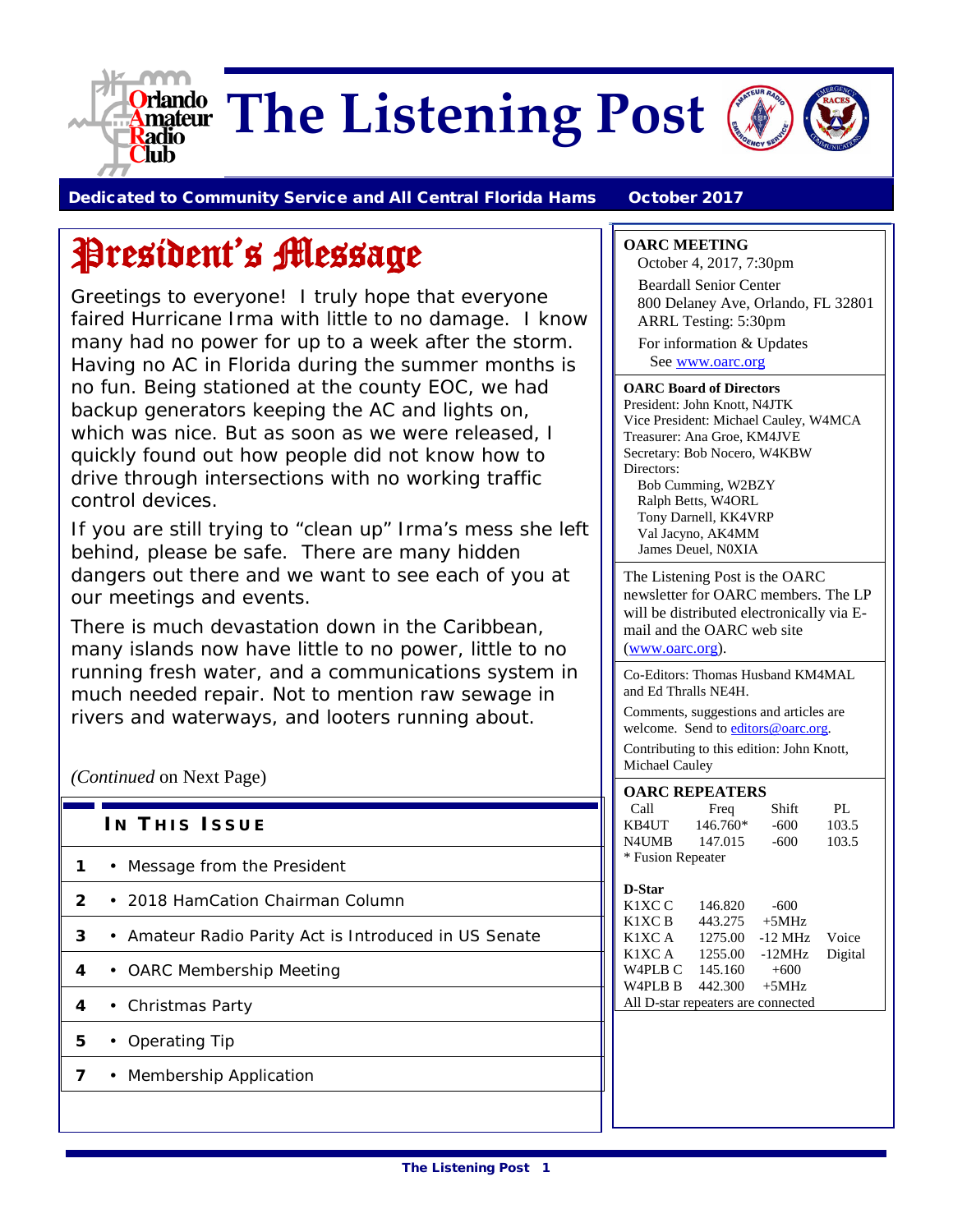# The Listening Post

**Dedicated to Community Service and All Central Florida Hams** — **October 2017**

## President's Message

Greetings to everyone! I truly hope that everyone faired Hurricane Irma with little to no damage. I know many had no power for up to a week after the storm. Having no AC in Florida during the summer months is no fun. Being stationed at the county EOC, we had backup generators keeping the AC and lights on, which was nice. But as soon as we were released, I quickly found out how people did not know how to drive through intersections with no working traffic control devices.

If you are still trying to "clean up" Irma's mess she left behind, please be safe. There are many hidden dangers out there and we want to see each of you at our meetings and events.

There is much devastation down in the Caribbean, many islands now have little to no power, little to no running fresh water, and a communications system in much needed repair. Not to mention raw sewage in rivers and waterways, and looters running about.

*(Continued* on Next Page)

### In This Issue

| Page | Article |
|---|---|
| 1 | Message from the President |
| 2 | 2018 HamCation Chairman Column |
| 3 | Amateur Radio Parity Act is Introduced in US Senate |
| 4 | OARC Membership Meeting |
| 4 | Christmas Party |
| 5 | Operating Tip |
| 7 | Membership Application |

**OARC MEETING**

October 4, 2017, 7:30pm

Beardall Senior Center
800 Delaney Ave, Orlando, FL 32801
ARRL Testing: 5:30pm

For information & Updates
See www.oarc.org

**OARC Board of Directors**

President: John Knott, N4JTK
Vice President: Michael Cauley, W4MCA
Treasurer: Ana Groe, KM4JVE
Secretary: Bob Nocero, W4KBW
Directors:
Bob Cumming, W2BZY
Ralph Betts, W4ORL
Tony Darnell, KK4VRP
Val Jacyno, AK4MM
James Deuel, N0XIA

The Listening Post is the OARC newsletter for OARC members. The LP will be distributed electronically via E-mail and the OARC web site (www.oarc.org).

Co-Editors: Thomas Husband KM4MAL and Ed Thralls NE4H.

Comments, suggestions and articles are welcome. Send to editors@oarc.org.

Contributing to this edition: John Knott, Michael Cauley

**OARC REPEATERS**

| Call | Freq | Shift | PL |
|---|---|---|---|
| KB4UT | 146.760* | -600 | 103.5 |
| N4UMB | 147.015 | -600 | 103.5 |

\* Fusion Repeater

**D-Star**

| Call | Freq | Shift | |
|---|---|---|---|
| K1XC C | 146.820 | -600 | |
| K1XC B | 443.275 | +5MHz | |
| K1XC A | 1275.00 | -12 MHz | Voice |
| K1XC A | 1255.00 | -12MHz | Digital |
| W4PLB C | 145.160 | +600 | |
| W4PLB B | 442.300 | +5MHz | |

All D-star repeaters are connected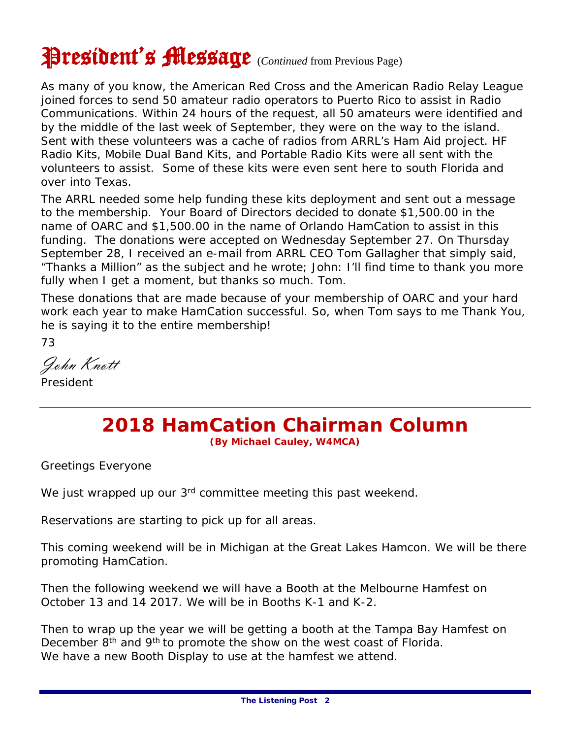# President's Message (*Continued* from Previous Page)

As many of you know, the American Red Cross and the American Radio Relay League joined forces to send 50 amateur radio operators to Puerto Rico to assist in Radio Communications. Within 24 hours of the request, all 50 amateurs were identified and by the middle of the last week of September, they were on the way to the island. Sent with these volunteers was a cache of radios from ARRL's Ham Aid project. HF Radio Kits, Mobile Dual Band Kits, and Portable Radio Kits were all sent with the volunteers to assist. Some of these kits were even sent here to south Florida and over into Texas.

The ARRL needed some help funding these kits deployment and sent out a message to the membership. Your Board of Directors decided to donate $1,500.00 in the name of OARC and $1,500.00 in the name of Orlando HamCation to assist in this funding. The donations were accepted on Wednesday September 27. On Thursday September 28, I received an e-mail from ARRL CEO Tom Gallagher that simply said, "Thanks a Million" as the subject and he wrote; John: I'll find time to thank you more fully when I get a moment, but thanks so much. Tom.

These donations that are made because of your membership of OARC and your hard work each year to make HamCation successful. So, when Tom says to me Thank You, he is saying it to the entire membership!

73

*John Knott*
President

---

## 2018 HamCation Chairman Column

**(By Michael Cauley, W4MCA)**

Greetings Everyone

We just wrapped up our 3rd committee meeting this past weekend.

Reservations are starting to pick up for all areas.

This coming weekend will be in Michigan at the Great Lakes Hamcon. We will be there promoting HamCation.

Then the following weekend we will have a Booth at the Melbourne Hamfest on October 13 and 14 2017. We will be in Booths K-1 and K-2.

Then to wrap up the year we will be getting a booth at the Tampa Bay Hamfest on December 8th and 9th to promote the show on the west coast of Florida.
We have a new Booth Display to use at the hamfest we attend.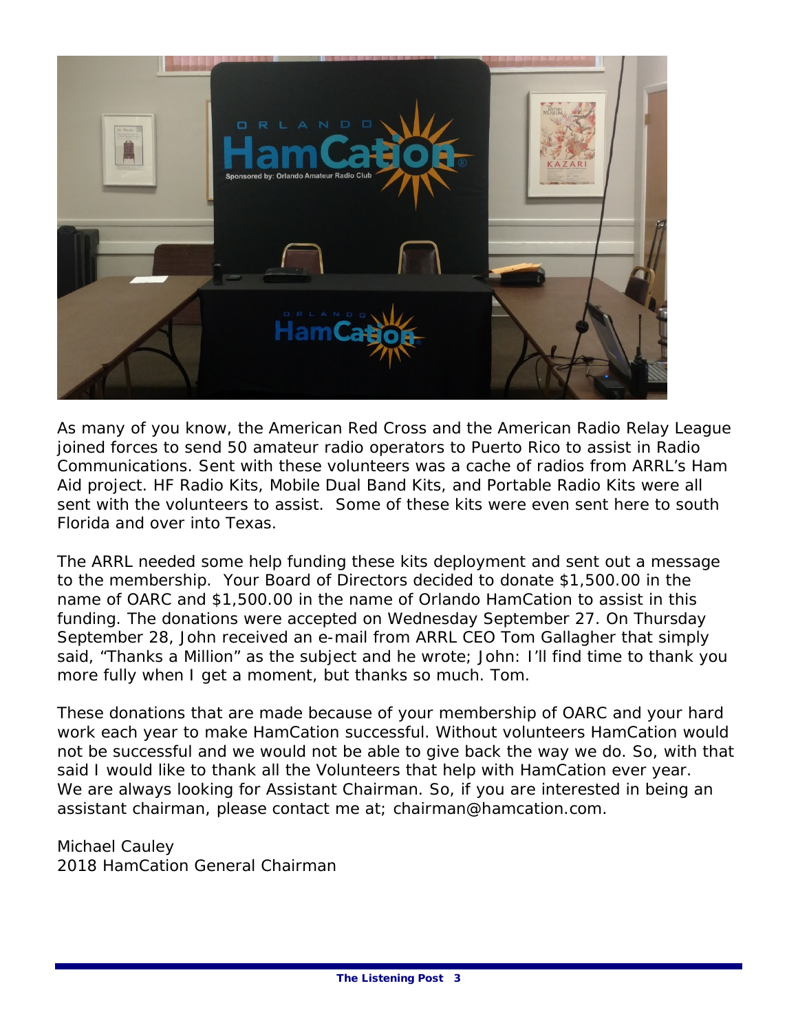As many of you know, the American Red Cross and the American Radio Relay League joined forces to send 50 amateur radio operators to Puerto Rico to assist in Radio Communications. Sent with these volunteers was a cache of radios from ARRL's Ham Aid project. HF Radio Kits, Mobile Dual Band Kits, and Portable Radio Kits were all sent with the volunteers to assist. Some of these kits were even sent here to south Florida and over into Texas.

The ARRL needed some help funding these kits deployment and sent out a message to the membership. Your Board of Directors decided to donate $1,500.00 in the name of OARC and $1,500.00 in the name of Orlando HamCation to assist in this funding. The donations were accepted on Wednesday September 27. On Thursday September 28, John received an e-mail from ARRL CEO Tom Gallagher that simply said, "Thanks a Million" as the subject and he wrote; John: I'll find time to thank you more fully when I get a moment, but thanks so much. Tom.

These donations that are made because of your membership of OARC and your hard work each year to make HamCation successful. Without volunteers HamCation would not be successful and we would not be able to give back the way we do. So, with that said I would like to thank all the Volunteers that help with HamCation ever year.
We are always looking for Assistant Chairman. So, if you are interested in being an assistant chairman, please contact me at; chairman@hamcation.com.

Michael Cauley
2018 HamCation General Chairman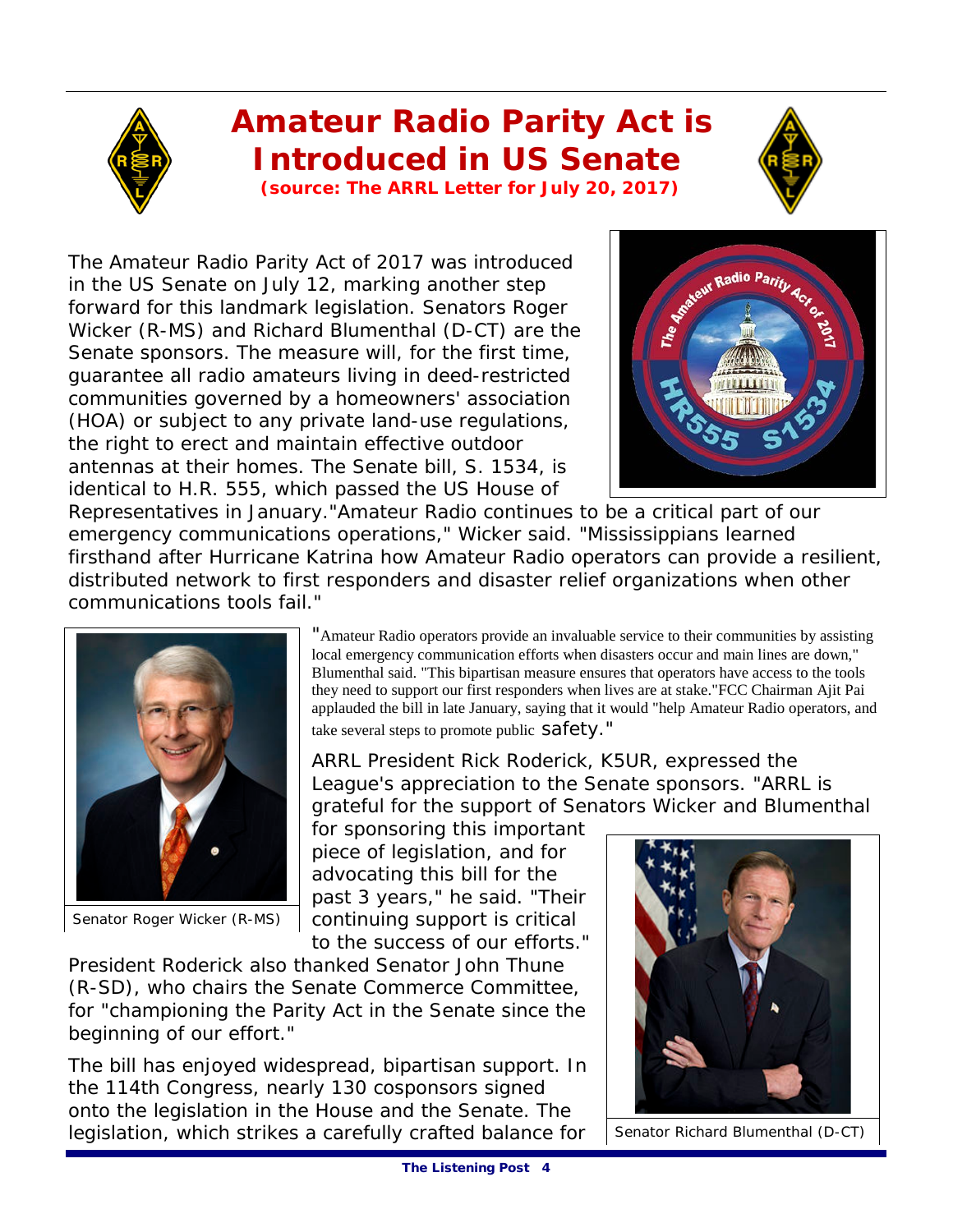# Amateur Radio Parity Act is Introduced in US Senate

**(source: The ARRL Letter for July 20, 2017)**

The Amateur Radio Parity Act of 2017 was introduced in the US Senate on July 12, marking another step forward for this landmark legislation. Senators Roger Wicker (R-MS) and Richard Blumenthal (D-CT) are the Senate sponsors. The measure will, for the first time, guarantee all radio amateurs living in deed-restricted communities governed by a homeowners' association (HOA) or subject to any private land-use regulations, the right to erect and maintain effective outdoor antennas at their homes. The Senate bill, S. 1534, is identical to H.R. 555, which passed the US House of Representatives in January."Amateur Radio continues to be a critical part of our emergency communications operations," Wicker said. "Mississippians learned firsthand after Hurricane Katrina how Amateur Radio operators can provide a resilient, distributed network to first responders and disaster relief organizations when other communications tools fail."

Senator Roger Wicker (R-MS)

"Amateur Radio operators provide an invaluable service to their communities by assisting local emergency communication efforts when disasters occur and main lines are down," Blumenthal said. "This bipartisan measure ensures that operators have access to the tools they need to support our first responders when lives are at stake."FCC Chairman Ajit Pai applauded the bill in late January, saying that it would "help Amateur Radio operators, and take several steps to promote public safety."

ARRL President Rick Roderick, K5UR, expressed the League's appreciation to the Senate sponsors. "ARRL is grateful for the support of Senators Wicker and Blumenthal for sponsoring this important piece of legislation, and for advocating this bill for the past 3 years," he said. "Their continuing support is critical to the success of our efforts."

President Roderick also thanked Senator John Thune (R-SD), who chairs the Senate Commerce Committee, for "championing the Parity Act in the Senate since the beginning of our effort."

The bill has enjoyed widespread, bipartisan support. In the 114th Congress, nearly 130 cosponsors signed onto the legislation in the House and the Senate. The legislation, which strikes a carefully crafted balance for

Senator Richard Blumenthal (D-CT)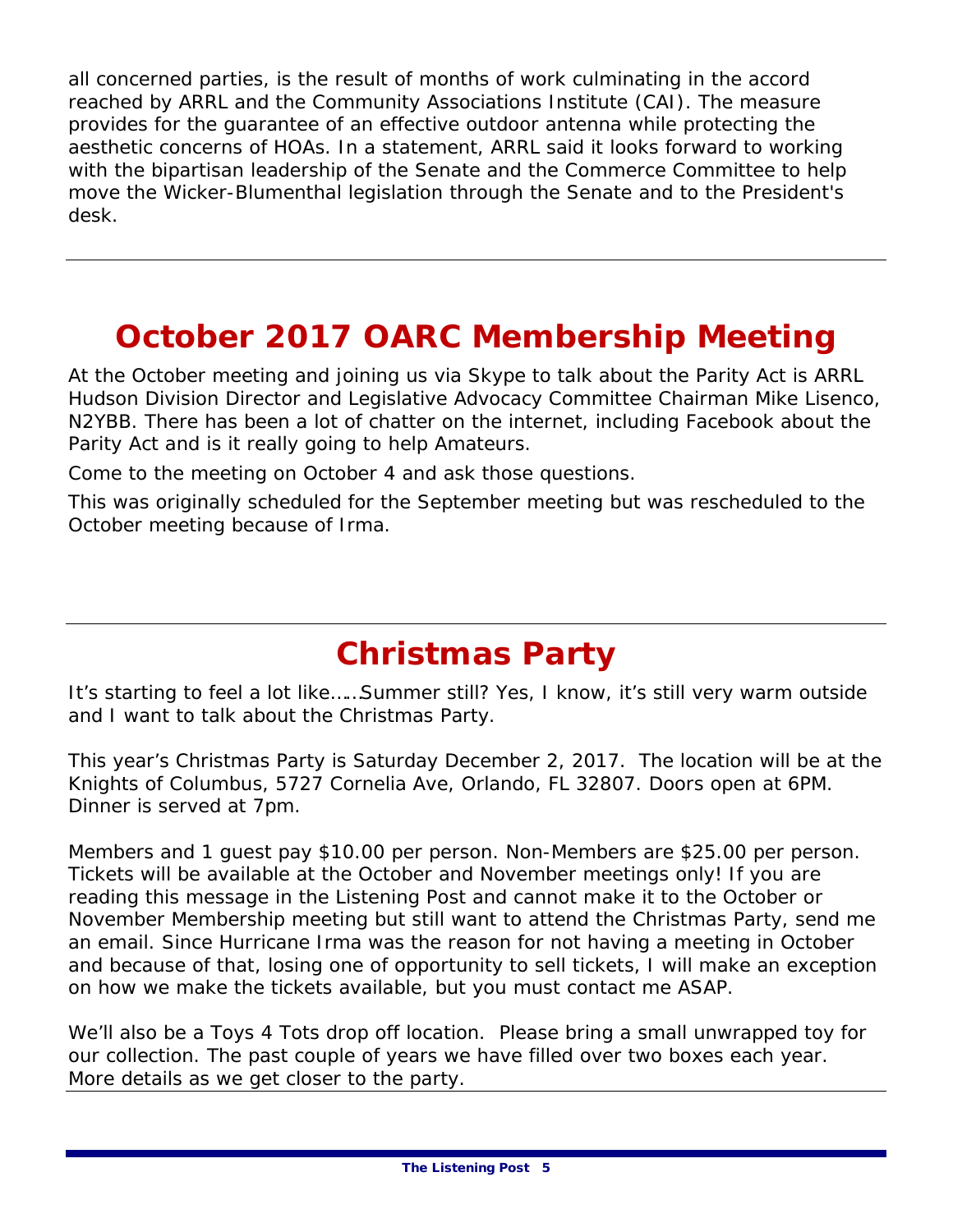all concerned parties, is the result of months of work culminating in the accord reached by ARRL and the Community Associations Institute (CAI). The measure provides for the guarantee of an effective outdoor antenna while protecting the aesthetic concerns of HOAs. In a statement, ARRL said it looks forward to working with the bipartisan leadership of the Senate and the Commerce Committee to help move the Wicker-Blumenthal legislation through the Senate and to the President's desk.

---

# October 2017 OARC Membership Meeting

At the October meeting and joining us via Skype to talk about the Parity Act is ARRL Hudson Division Director and Legislative Advocacy Committee Chairman Mike Lisenco, N2YBB. There has been a lot of chatter on the internet, including Facebook about the Parity Act and is it really going to help Amateurs.

Come to the meeting on October 4 and ask those questions.

This was originally scheduled for the September meeting but was rescheduled to the October meeting because of Irma.

---

# Christmas Party

It's starting to feel a lot like……Summer still? Yes, I know, it's still very warm outside and I want to talk about the Christmas Party.

This year's Christmas Party is Saturday December 2, 2017. The location will be at the Knights of Columbus, 5727 Cornelia Ave, Orlando, FL 32807. Doors open at 6PM. Dinner is served at 7pm.

Members and 1 guest pay $10.00 per person. Non-Members are $25.00 per person. Tickets will be available at the October and November meetings only! If you are reading this message in the Listening Post and cannot make it to the October or November Membership meeting but still want to attend the Christmas Party, send me an email. Since Hurricane Irma was the reason for not having a meeting in October and because of that, losing one of opportunity to sell tickets, I will make an exception on how we make the tickets available, but you must contact me ASAP.

We'll also be a Toys 4 Tots drop off location. Please bring a small unwrapped toy for our collection. The past couple of years we have filled over two boxes each year. More details as we get closer to the party.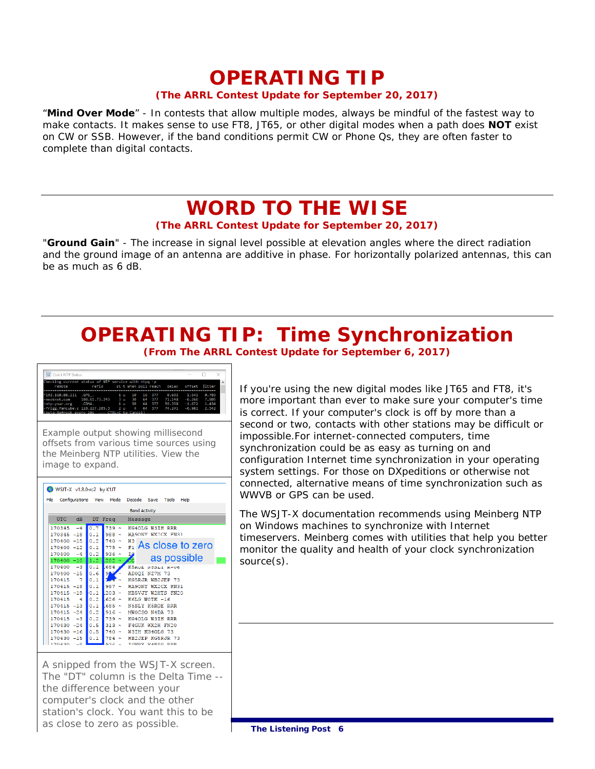# OPERATING TIP

**(The ARRL Contest Update for September 20, 2017)**

"**Mind Over Mode**" - In contests that allow multiple modes, always be mindful of the fastest way to make contacts. It makes sense to use FT8, JT65, or other digital modes when a path does **NOT** exist on CW or SSB. However, if the band conditions permit CW or Phone Qs, they are often faster to complete than digital contacts.

---

# WORD TO THE WISE

**(The ARRL Contest Update for September 20, 2017)**

"**Ground Gain**" - The increase in signal level possible at elevation angles where the direct radiation and the ground image of an antenna are additive in phase. For horizontally polarized antennas, this can be as much as 6 dB.

---

# OPERATING TIP: Time Synchronization

**(From The ARRL Contest Update for September 6, 2017)**

Example output showing millisecond offsets from various time sources using the Meinberg NTP utilities. View the image to expand.

A snipped from the WSJT-X screen. The "DT" column is the Delta Time -- the difference between your computer's clock and the other station's clock. You want this to be as close to zero as possible.

If you're using the new digital modes like JT65 and FT8, it's more important than ever to make sure your computer's time is correct. If your computer's clock is off by more than a second or two, contacts with other stations may be difficult or impossible.For internet-connected computers, time synchronization could be as easy as turning on and configuration Internet time synchronization in your operating system settings. For those on DXpeditions or otherwise not connected, alternative means of time synchronization such as WWVB or GPS can be used.

The WSJT-X documentation recommends using Meinberg NTP on Windows machines to synchronize with Internet timeservers. Meinberg comes with utilities that help you better monitor the quality and health of your clock synchronization source(s).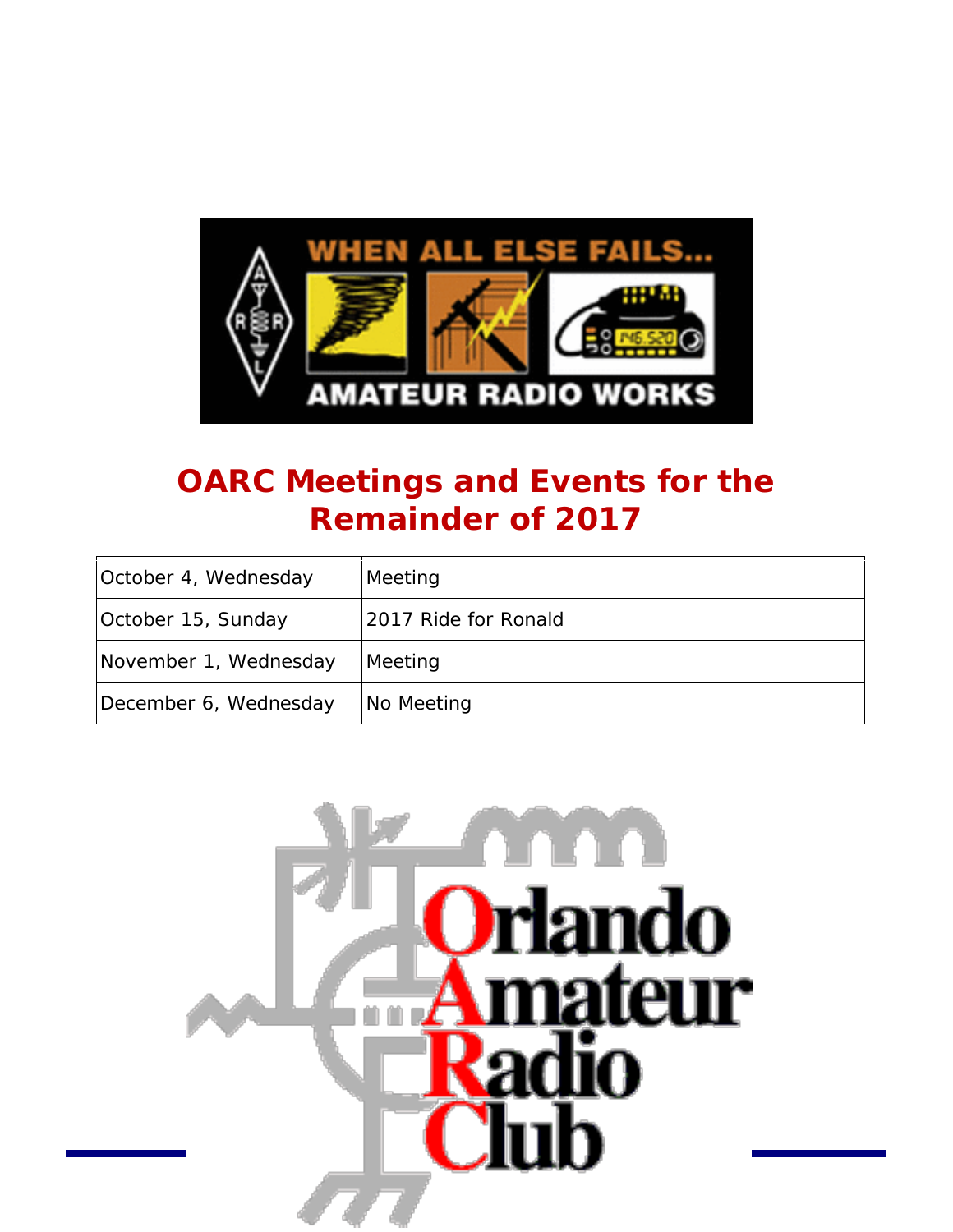# OARC Meetings and Events for the Remainder of 2017

| | |
|---|---|
| October 4, Wednesday | Meeting |
| October 15, Sunday | 2017 Ride for Ronald |
| November 1, Wednesday | Meeting |
| December 6, Wednesday | No Meeting |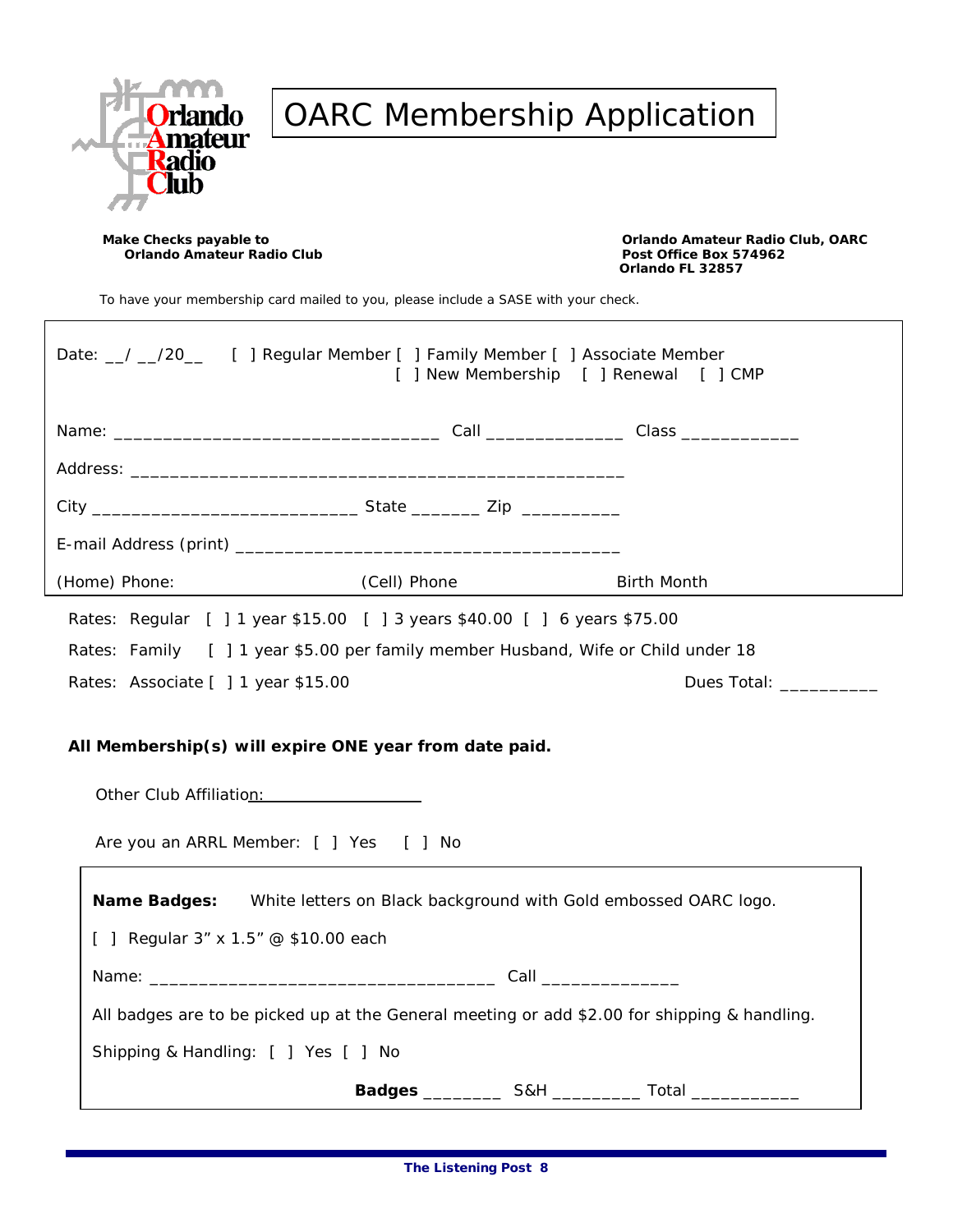# OARC Membership Application

**Make Checks payable to**
**Orlando Amateur Radio Club**

**Orlando Amateur Radio Club, OARC**
**Post Office Box 574962**
**Orlando FL 32857**

To have your membership card mailed to you, please include a SASE with your check.

Date: __/ __/20__ [ ] Regular Member [ ] Family Member [ ] Associate Member
[ ] New Membership [ ] Renewal [ ] CMP

Name: _______________________________ Call ______________ Class ____________

Address: ______________________________________________

City __________________________ State _______ Zip __________

E-mail Address (print) ____________________________________

(Home) Phone: (Cell) Phone Birth Month

Rates: Regular [ ] 1 year $15.00 [ ] 3 years $40.00 [ ] 6 years $75.00

Rates: Family [ ] 1 year $5.00 per family member Husband, Wife or Child under 18

Rates: Associate [ ] 1 year $15.00 Dues Total: __________

**All Membership(s) will expire ONE year from date paid.**

Other Club Affiliation: ________________

Are you an ARRL Member: [ ] Yes [ ] No

**Name Badges:** White letters on Black background with Gold embossed OARC logo.

[ ] Regular 3" x 1.5" @ $10.00 each

Name: ___________________________________ Call ______________

All badges are to be picked up at the General meeting or add $2.00 for shipping & handling.

Shipping & Handling: [ ] Yes [ ] No

**Badges** ________ S&H _________ Total ___________